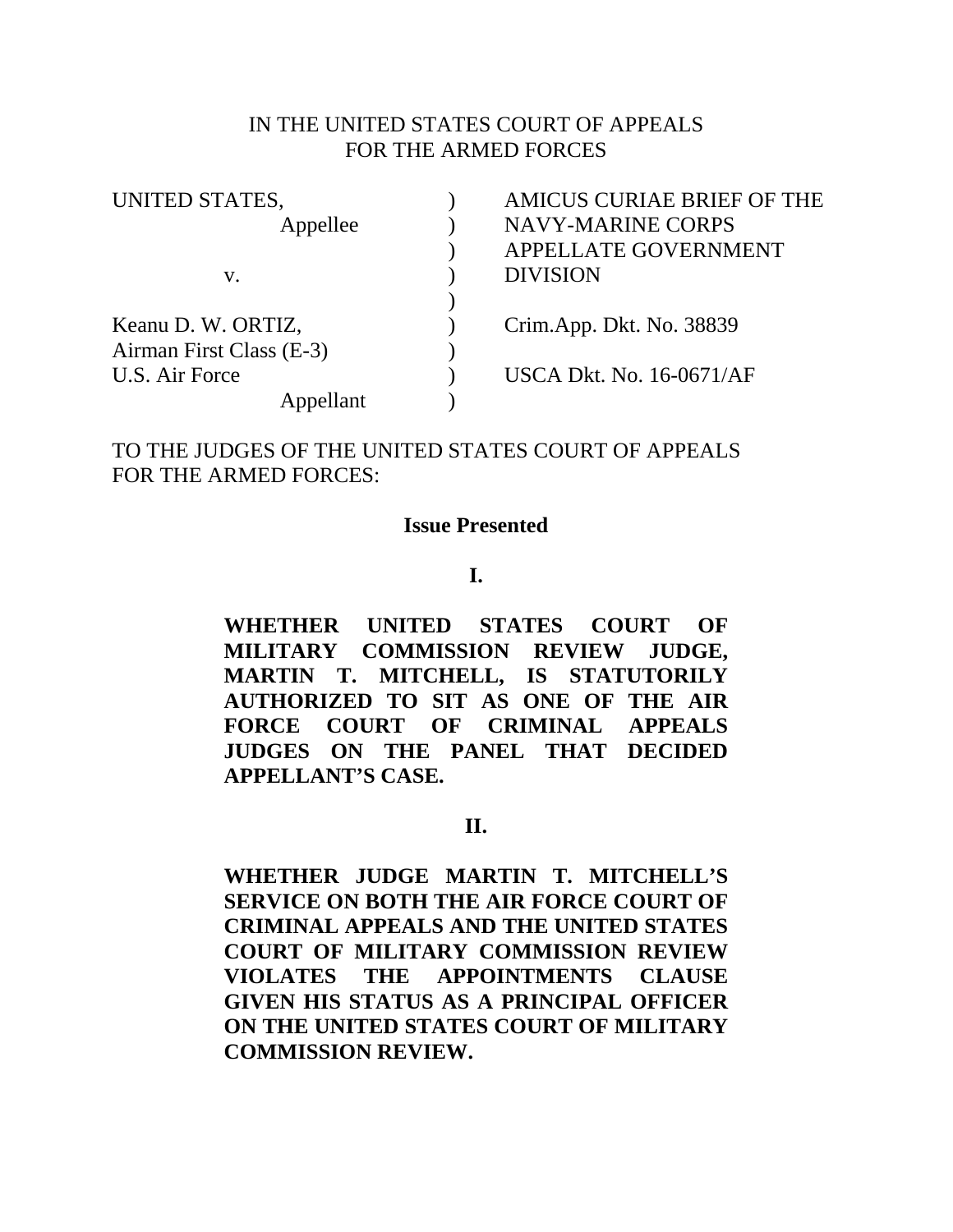IN THE UNITED STATES COURT OF APPEALS
FOR THE ARMED FORCES

| | | |
|---|---|---|
| UNITED STATES, | ) | AMICUS CURIAE BRIEF OF THE |
| Appellee | ) | NAVY-MARINE CORPS |
| | ) | APPELLATE GOVERNMENT |
| v. | ) | DIVISION |
| | ) | |
| Keanu D. W. ORTIZ, | ) | Crim.App. Dkt. No. 38839 |
| Airman First Class (E-3) | ) | |
| U.S. Air Force | ) | USCA Dkt. No. 16-0671/AF |
| Appellant | ) | |

TO THE JUDGES OF THE UNITED STATES COURT OF APPEALS FOR THE ARMED FORCES:

## Issue Presented

### I.

**WHETHER UNITED STATES COURT OF MILITARY COMMISSION REVIEW JUDGE, MARTIN T. MITCHELL, IS STATUTORILY AUTHORIZED TO SIT AS ONE OF THE AIR FORCE COURT OF CRIMINAL APPEALS JUDGES ON THE PANEL THAT DECIDED APPELLANT'S CASE.**

### II.

**WHETHER JUDGE MARTIN T. MITCHELL'S SERVICE ON BOTH THE AIR FORCE COURT OF CRIMINAL APPEALS AND THE UNITED STATES COURT OF MILITARY COMMISSION REVIEW VIOLATES THE APPOINTMENTS CLAUSE GIVEN HIS STATUS AS A PRINCIPAL OFFICER ON THE UNITED STATES COURT OF MILITARY COMMISSION REVIEW.**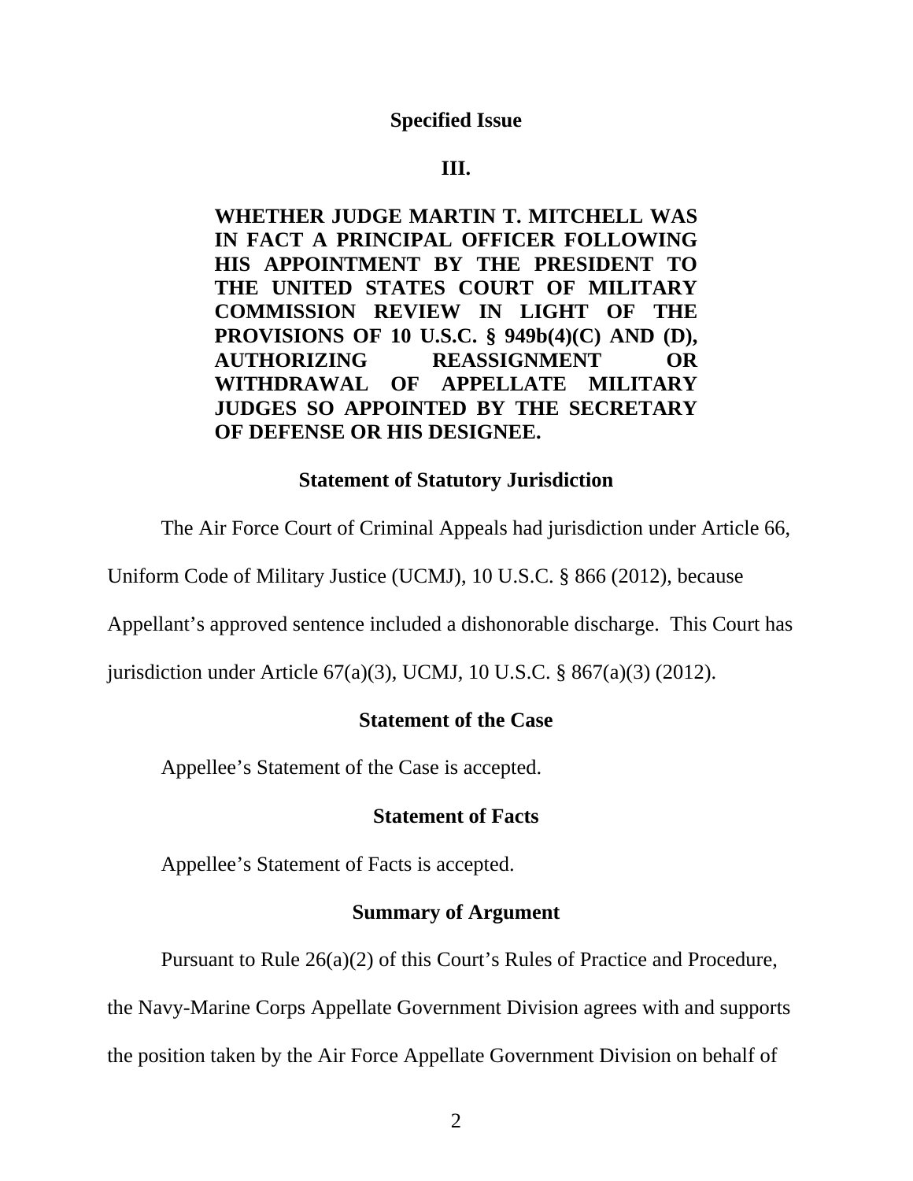**Specified Issue**

**III.**

**WHETHER JUDGE MARTIN T. MITCHELL WAS IN FACT A PRINCIPAL OFFICER FOLLOWING HIS APPOINTMENT BY THE PRESIDENT TO THE UNITED STATES COURT OF MILITARY COMMISSION REVIEW IN LIGHT OF THE PROVISIONS OF 10 U.S.C. § 949b(4)(C) AND (D), AUTHORIZING REASSIGNMENT OR WITHDRAWAL OF APPELLATE MILITARY JUDGES SO APPOINTED BY THE SECRETARY OF DEFENSE OR HIS DESIGNEE.**

**Statement of Statutory Jurisdiction**

The Air Force Court of Criminal Appeals had jurisdiction under Article 66, Uniform Code of Military Justice (UCMJ), 10 U.S.C. § 866 (2012), because Appellant's approved sentence included a dishonorable discharge. This Court has jurisdiction under Article 67(a)(3), UCMJ, 10 U.S.C. § 867(a)(3) (2012).

**Statement of the Case**

Appellee's Statement of the Case is accepted.

**Statement of Facts**

Appellee's Statement of Facts is accepted.

**Summary of Argument**

Pursuant to Rule 26(a)(2) of this Court's Rules of Practice and Procedure, the Navy-Marine Corps Appellate Government Division agrees with and supports the position taken by the Air Force Appellate Government Division on behalf of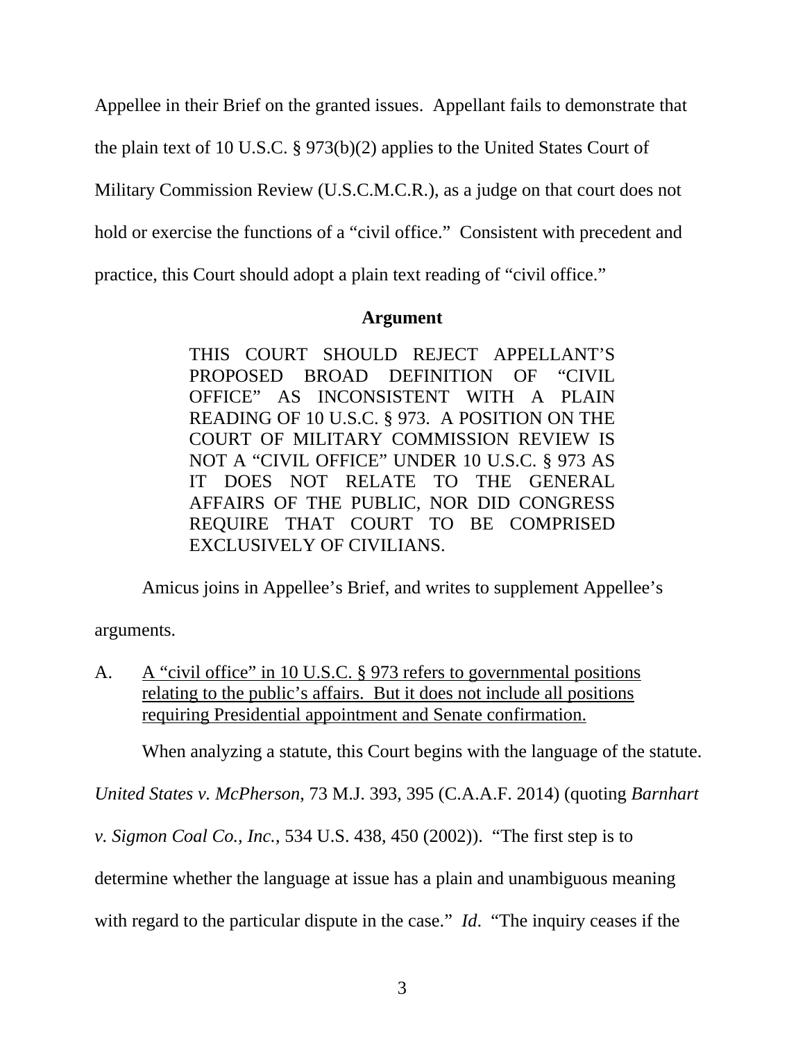Appellee in their Brief on the granted issues. Appellant fails to demonstrate that the plain text of 10 U.S.C. § 973(b)(2) applies to the United States Court of Military Commission Review (U.S.C.M.C.R.), as a judge on that court does not hold or exercise the functions of a "civil office." Consistent with precedent and practice, this Court should adopt a plain text reading of "civil office."

## Argument

THIS COURT SHOULD REJECT APPELLANT'S PROPOSED BROAD DEFINITION OF "CIVIL OFFICE" AS INCONSISTENT WITH A PLAIN READING OF 10 U.S.C. § 973. A POSITION ON THE COURT OF MILITARY COMMISSION REVIEW IS NOT A "CIVIL OFFICE" UNDER 10 U.S.C. § 973 AS IT DOES NOT RELATE TO THE GENERAL AFFAIRS OF THE PUBLIC, NOR DID CONGRESS REQUIRE THAT COURT TO BE COMPRISED EXCLUSIVELY OF CIVILIANS.

Amicus joins in Appellee's Brief, and writes to supplement Appellee's arguments.

A. <u>A "civil office" in 10 U.S.C. § 973 refers to governmental positions relating to the public's affairs. But it does not include all positions requiring Presidential appointment and Senate confirmation.</u>

When analyzing a statute, this Court begins with the language of the statute. *United States v. McPherson*, 73 M.J. 393, 395 (C.A.A.F. 2014) (quoting *Barnhart v. Sigmon Coal Co., Inc.*, 534 U.S. 438, 450 (2002)). "The first step is to determine whether the language at issue has a plain and unambiguous meaning with regard to the particular dispute in the case." *Id*. "The inquiry ceases if the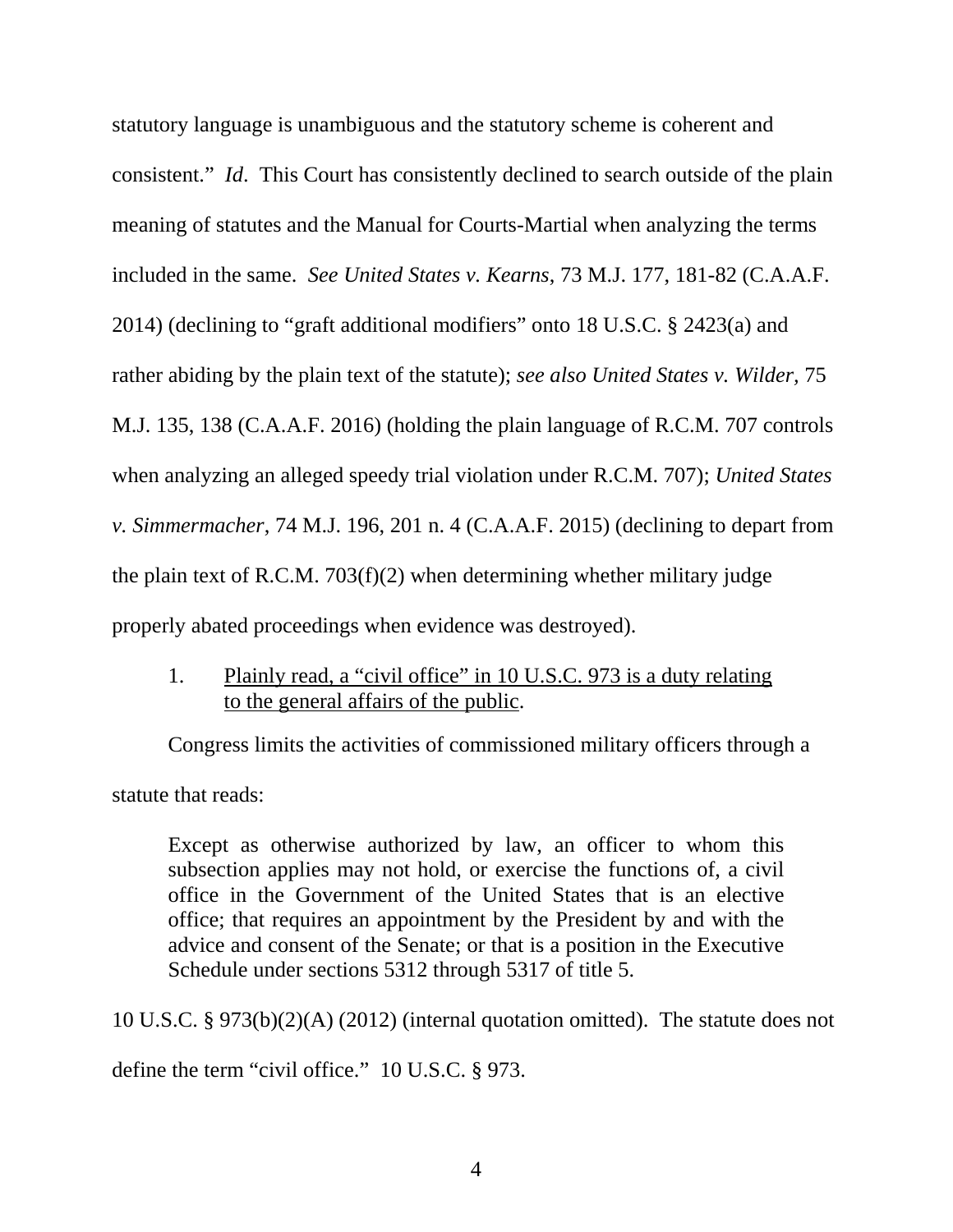statutory language is unambiguous and the statutory scheme is coherent and consistent." *Id*. This Court has consistently declined to search outside of the plain meaning of statutes and the Manual for Courts-Martial when analyzing the terms included in the same. *See United States v. Kearns*, 73 M.J. 177, 181-82 (C.A.A.F. 2014) (declining to "graft additional modifiers" onto 18 U.S.C. § 2423(a) and rather abiding by the plain text of the statute); *see also United States v. Wilder*, 75 M.J. 135, 138 (C.A.A.F. 2016) (holding the plain language of R.C.M. 707 controls when analyzing an alleged speedy trial violation under R.C.M. 707); *United States v. Simmermacher*, 74 M.J. 196, 201 n. 4 (C.A.A.F. 2015) (declining to depart from the plain text of R.C.M. 703(f)(2) when determining whether military judge properly abated proceedings when evidence was destroyed).

1. <u>Plainly read, a "civil office" in 10 U.S.C. 973 is a duty relating to the general affairs of the public</u>.

Congress limits the activities of commissioned military officers through a statute that reads:

> Except as otherwise authorized by law, an officer to whom this subsection applies may not hold, or exercise the functions of, a civil office in the Government of the United States that is an elective office; that requires an appointment by the President by and with the advice and consent of the Senate; or that is a position in the Executive Schedule under sections 5312 through 5317 of title 5.

10 U.S.C. § 973(b)(2)(A) (2012) (internal quotation omitted). The statute does not define the term "civil office." 10 U.S.C. § 973.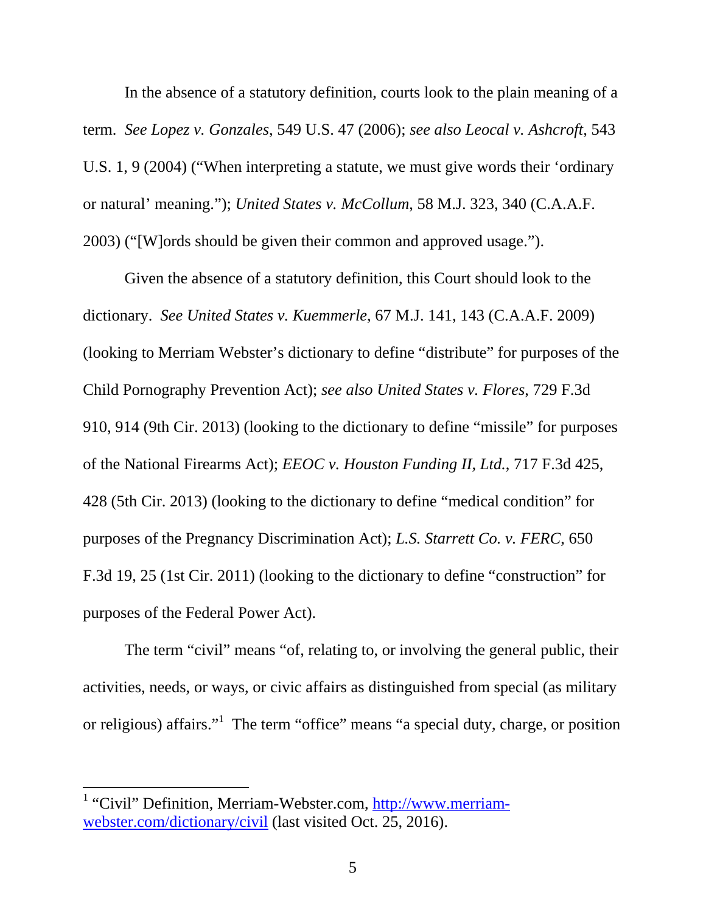In the absence of a statutory definition, courts look to the plain meaning of a term. *See Lopez v. Gonzales*, 549 U.S. 47 (2006); *see also Leocal v. Ashcroft*, 543 U.S. 1, 9 (2004) ("When interpreting a statute, we must give words their 'ordinary or natural' meaning."); *United States v. McCollum*, 58 M.J. 323, 340 (C.A.A.F. 2003) ("[W]ords should be given their common and approved usage.").

Given the absence of a statutory definition, this Court should look to the dictionary. *See United States v. Kuemmerle*, 67 M.J. 141, 143 (C.A.A.F. 2009) (looking to Merriam Webster's dictionary to define "distribute" for purposes of the Child Pornography Prevention Act); *see also United States v. Flores*, 729 F.3d 910, 914 (9th Cir. 2013) (looking to the dictionary to define "missile" for purposes of the National Firearms Act); *EEOC v. Houston Funding II, Ltd.*, 717 F.3d 425, 428 (5th Cir. 2013) (looking to the dictionary to define "medical condition" for purposes of the Pregnancy Discrimination Act); *L.S. Starrett Co. v. FERC*, 650 F.3d 19, 25 (1st Cir. 2011) (looking to the dictionary to define "construction" for purposes of the Federal Power Act).

The term "civil" means "of, relating to, or involving the general public, their activities, needs, or ways, or civic affairs as distinguished from special (as military or religious) affairs."[1] The term "office" means "a special duty, charge, or position

---

[1] "Civil" Definition, Merriam-Webster.com, [http://www.merriam-webster.com/dictionary/civil](http://www.merriam-webster.com/dictionary/civil) (last visited Oct. 25, 2016).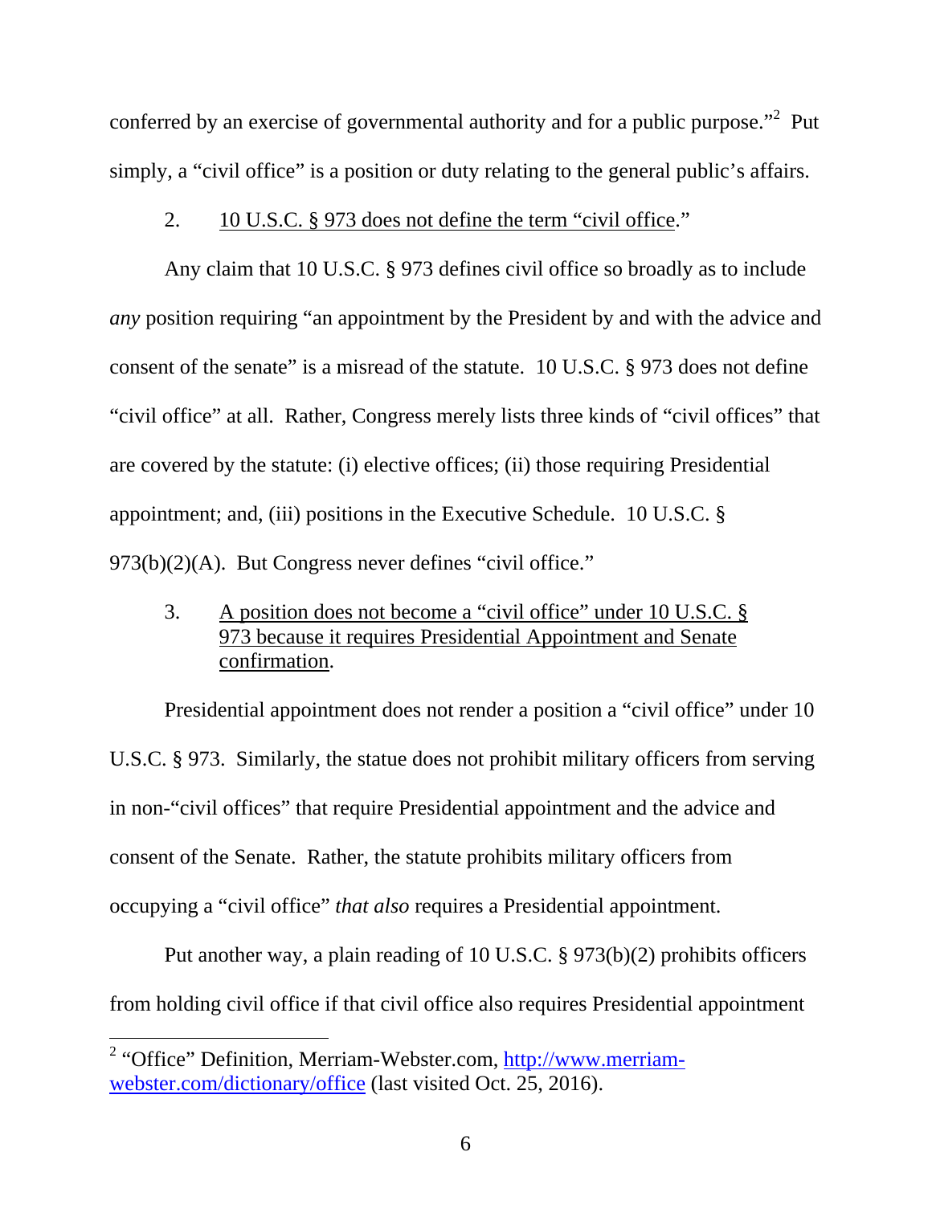conferred by an exercise of governmental authority and for a public purpose."[2] Put simply, a "civil office" is a position or duty relating to the general public's affairs.

2. <u>10 U.S.C. § 973 does not define the term "civil office</u>."

Any claim that 10 U.S.C. § 973 defines civil office so broadly as to include *any* position requiring "an appointment by the President by and with the advice and consent of the senate" is a misread of the statute. 10 U.S.C. § 973 does not define "civil office" at all. Rather, Congress merely lists three kinds of "civil offices" that are covered by the statute: (i) elective offices; (ii) those requiring Presidential appointment; and, (iii) positions in the Executive Schedule. 10 U.S.C. § 973(b)(2)(A). But Congress never defines "civil office."

3. <u>A position does not become a "civil office" under 10 U.S.C. § 973 because it requires Presidential Appointment and Senate confirmation</u>.

Presidential appointment does not render a position a "civil office" under 10 U.S.C. § 973. Similarly, the statue does not prohibit military officers from serving in non-"civil offices" that require Presidential appointment and the advice and consent of the Senate. Rather, the statute prohibits military officers from occupying a "civil office" *that also* requires a Presidential appointment.

Put another way, a plain reading of 10 U.S.C. § 973(b)(2) prohibits officers from holding civil office if that civil office also requires Presidential appointment

---

[2] "Office" Definition, Merriam-Webster.com, [http://www.merriam-webster.com/dictionary/office](http://www.merriam-webster.com/dictionary/office) (last visited Oct. 25, 2016).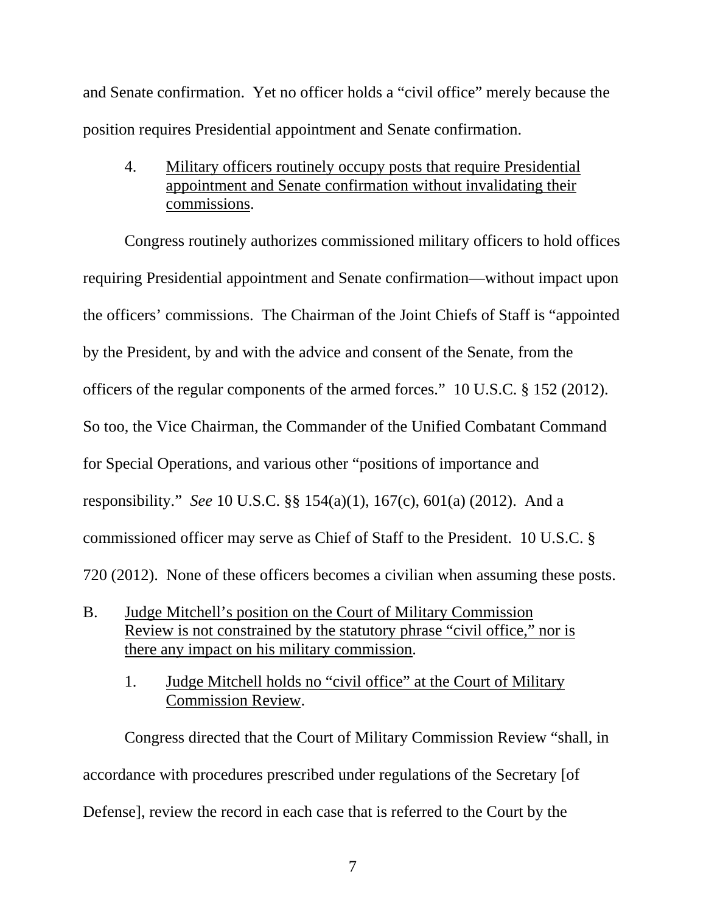and Senate confirmation. Yet no officer holds a "civil office" merely because the position requires Presidential appointment and Senate confirmation.

4. Military officers routinely occupy posts that require Presidential appointment and Senate confirmation without invalidating their commissions.

Congress routinely authorizes commissioned military officers to hold offices requiring Presidential appointment and Senate confirmation—without impact upon the officers' commissions. The Chairman of the Joint Chiefs of Staff is "appointed by the President, by and with the advice and consent of the Senate, from the officers of the regular components of the armed forces." 10 U.S.C. § 152 (2012). So too, the Vice Chairman, the Commander of the Unified Combatant Command for Special Operations, and various other "positions of importance and responsibility." *See* 10 U.S.C. §§ 154(a)(1), 167(c), 601(a) (2012). And a commissioned officer may serve as Chief of Staff to the President. 10 U.S.C. § 720 (2012). None of these officers becomes a civilian when assuming these posts.

B. Judge Mitchell's position on the Court of Military Commission Review is not constrained by the statutory phrase "civil office," nor is there any impact on his military commission.

1. Judge Mitchell holds no "civil office" at the Court of Military Commission Review.

Congress directed that the Court of Military Commission Review "shall, in accordance with procedures prescribed under regulations of the Secretary [of Defense], review the record in each case that is referred to the Court by the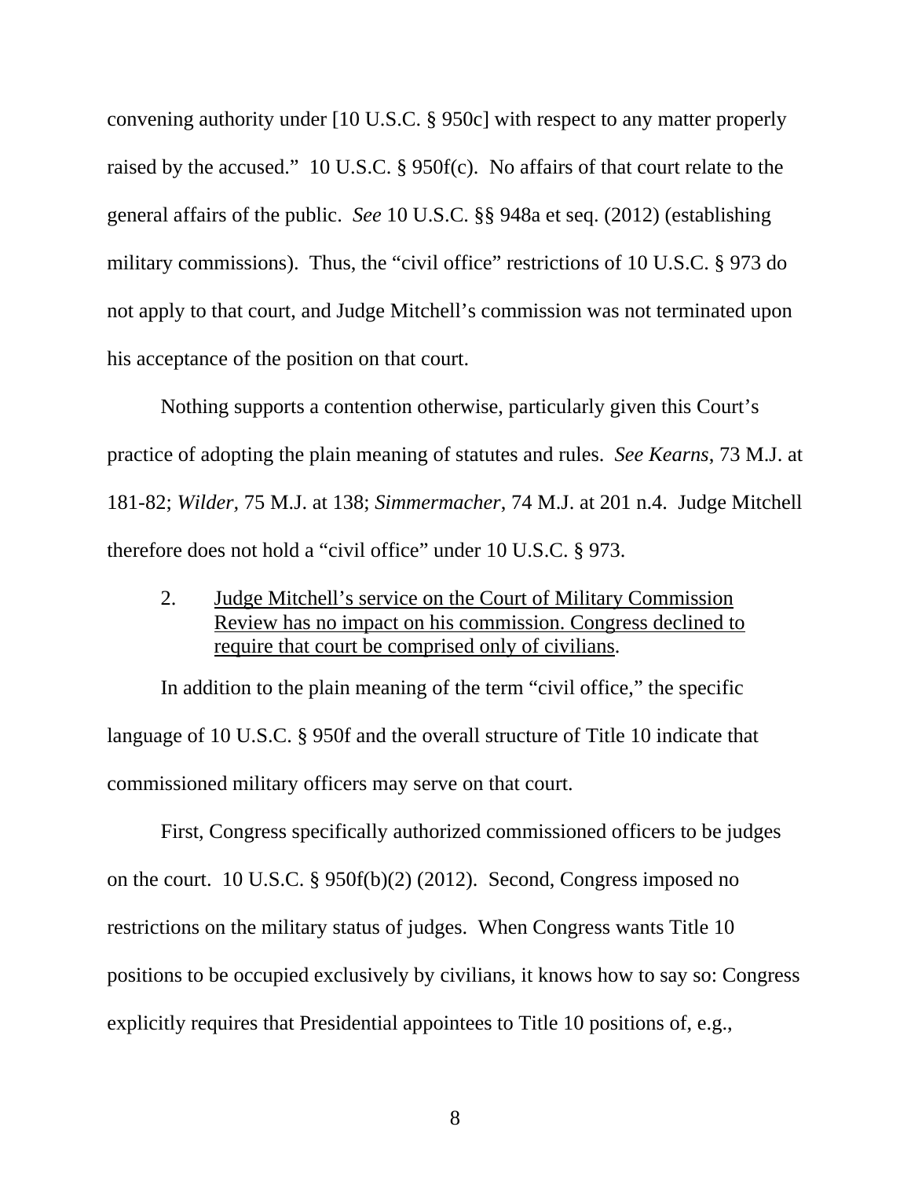convening authority under [10 U.S.C. § 950c] with respect to any matter properly raised by the accused." 10 U.S.C. § 950f(c). No affairs of that court relate to the general affairs of the public. *See* 10 U.S.C. §§ 948a et seq. (2012) (establishing military commissions). Thus, the "civil office" restrictions of 10 U.S.C. § 973 do not apply to that court, and Judge Mitchell's commission was not terminated upon his acceptance of the position on that court.

Nothing supports a contention otherwise, particularly given this Court's practice of adopting the plain meaning of statutes and rules. *See Kearns*, 73 M.J. at 181-82; *Wilder*, 75 M.J. at 138; *Simmermacher*, 74 M.J. at 201 n.4. Judge Mitchell therefore does not hold a "civil office" under 10 U.S.C. § 973.

2. <u>Judge Mitchell's service on the Court of Military Commission Review has no impact on his commission. Congress declined to require that court be comprised only of civilians</u>.

In addition to the plain meaning of the term "civil office," the specific language of 10 U.S.C. § 950f and the overall structure of Title 10 indicate that commissioned military officers may serve on that court.

First, Congress specifically authorized commissioned officers to be judges on the court. 10 U.S.C. § 950f(b)(2) (2012). Second, Congress imposed no restrictions on the military status of judges. When Congress wants Title 10 positions to be occupied exclusively by civilians, it knows how to say so: Congress explicitly requires that Presidential appointees to Title 10 positions of, e.g.,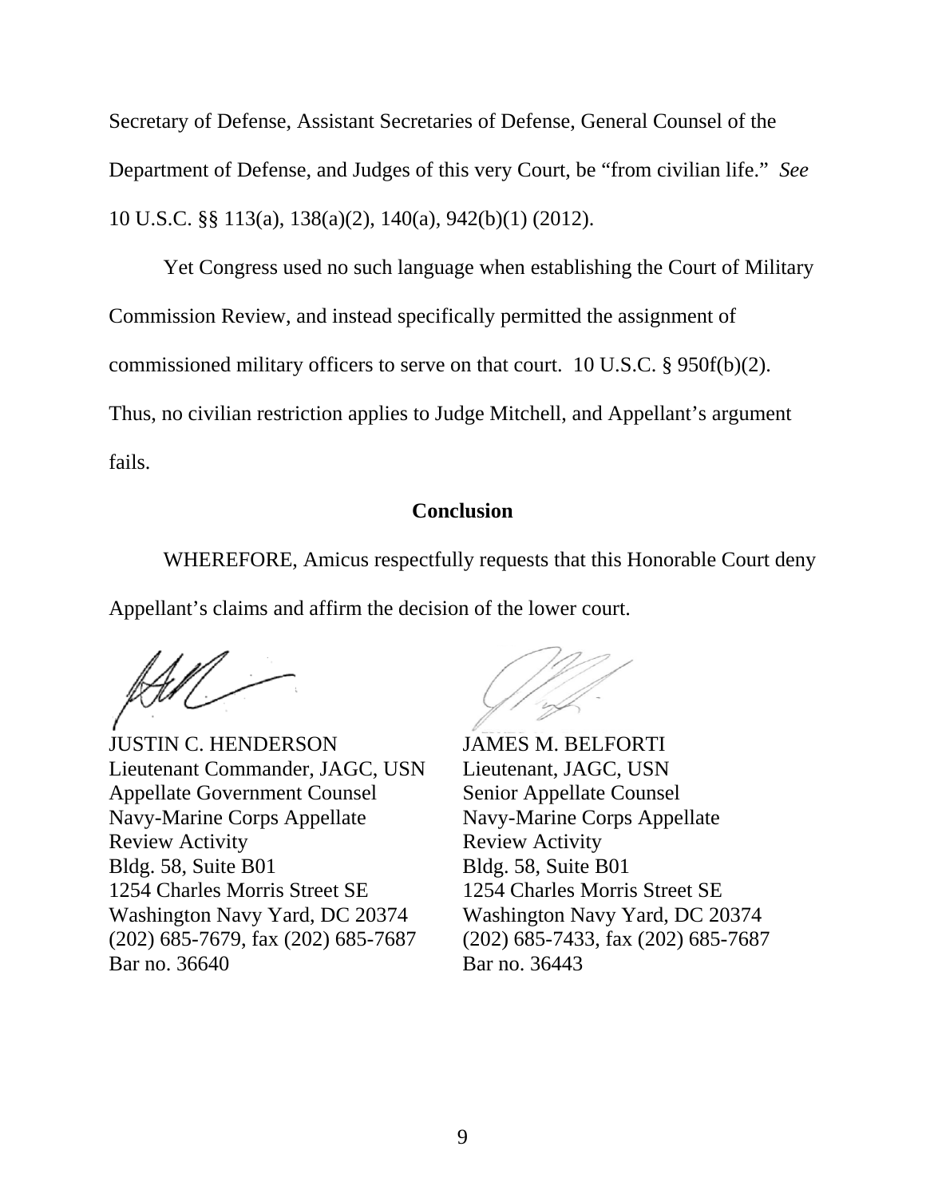Secretary of Defense, Assistant Secretaries of Defense, General Counsel of the Department of Defense, and Judges of this very Court, be "from civilian life." *See* 10 U.S.C. §§ 113(a), 138(a)(2), 140(a), 942(b)(1) (2012).

Yet Congress used no such language when establishing the Court of Military Commission Review, and instead specifically permitted the assignment of commissioned military officers to serve on that court. 10 U.S.C. § 950f(b)(2). Thus, no civilian restriction applies to Judge Mitchell, and Appellant's argument fails.

**Conclusion**

WHEREFORE, Amicus respectfully requests that this Honorable Court deny Appellant's claims and affirm the decision of the lower court.

JUSTIN C. HENDERSON
Lieutenant Commander, JAGC, USN
Appellate Government Counsel
Navy-Marine Corps Appellate
Review Activity
Bldg. 58, Suite B01
1254 Charles Morris Street SE
Washington Navy Yard, DC 20374
(202) 685-7679, fax (202) 685-7687
Bar no. 36640

JAMES M. BELFORTI
Lieutenant, JAGC, USN
Senior Appellate Counsel
Navy-Marine Corps Appellate
Review Activity
Bldg. 58, Suite B01
1254 Charles Morris Street SE
Washington Navy Yard, DC 20374
(202) 685-7433, fax (202) 685-7687
Bar no. 36443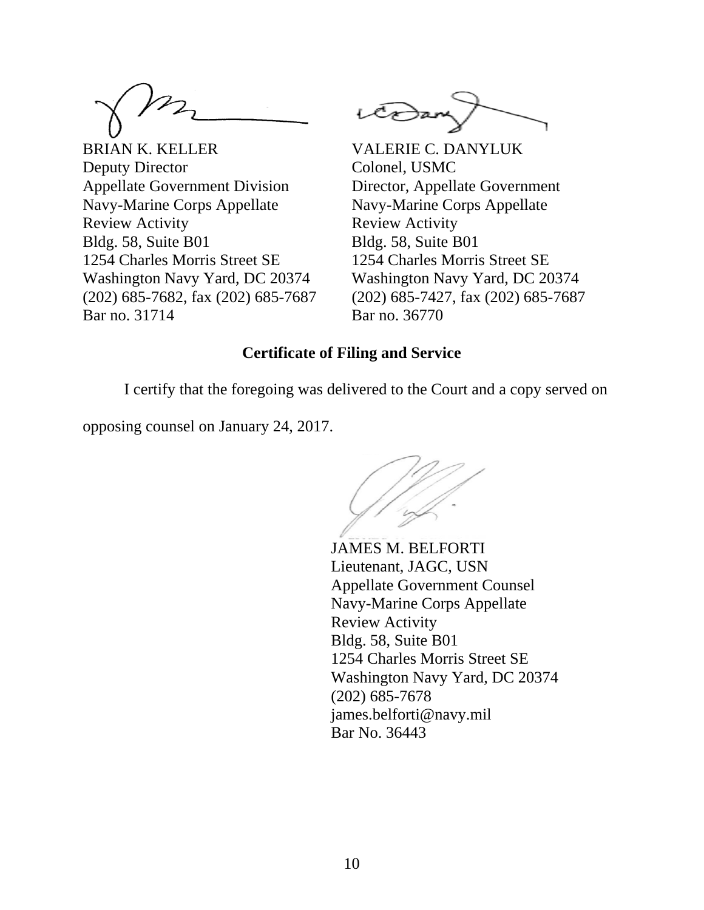BRIAN K. KELLER
Deputy Director
Appellate Government Division
Navy-Marine Corps Appellate
Review Activity
Bldg. 58, Suite B01
1254 Charles Morris Street SE
Washington Navy Yard, DC 20374
(202) 685-7682, fax (202) 685-7687
Bar no. 31714

VALERIE C. DANYLUK
Colonel, USMC
Director, Appellate Government
Navy-Marine Corps Appellate
Review Activity
Bldg. 58, Suite B01
1254 Charles Morris Street SE
Washington Navy Yard, DC 20374
(202) 685-7427, fax (202) 685-7687
Bar no. 36770

**Certificate of Filing and Service**

I certify that the foregoing was delivered to the Court and a copy served on opposing counsel on January 24, 2017.

JAMES M. BELFORTI
Lieutenant, JAGC, USN
Appellate Government Counsel
Navy-Marine Corps Appellate
Review Activity
Bldg. 58, Suite B01
1254 Charles Morris Street SE
Washington Navy Yard, DC 20374
(202) 685-7678
james.belforti@navy.mil
Bar No. 36443